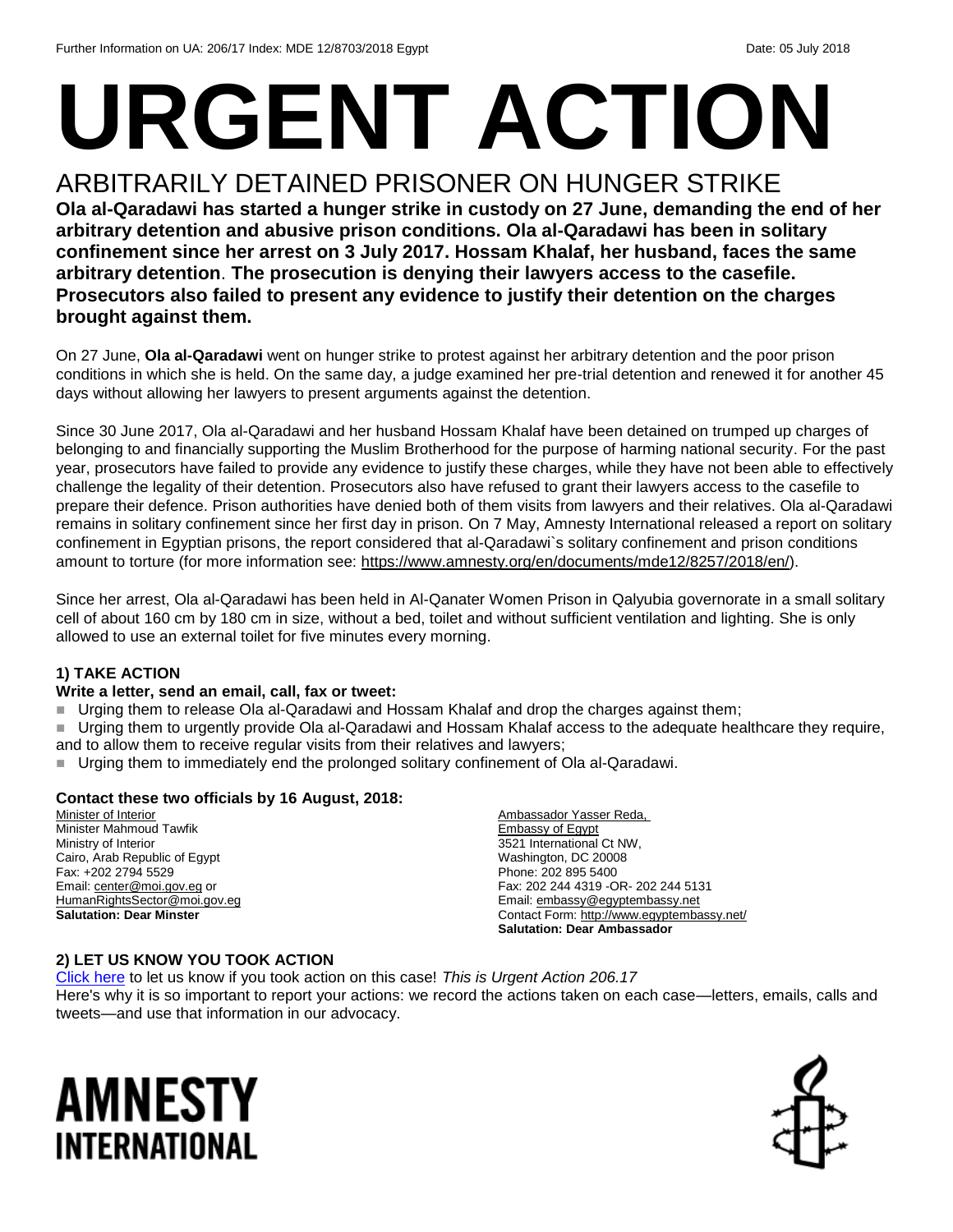Further Information on UA: 206/17 Index: MDE 12/8703/2018 Egypt Date: 05 July 2018

# URGENT ACTION

## ARBITRARILY DETAINED PRISONER ON HUNGER STRIKE

**Ola al-Qaradawi has started a hunger strike in custody on 27 June, demanding the end of her arbitrary detention and abusive prison conditions. Ola al-Qaradawi has been in solitary confinement since her arrest on 3 July 2017. Hossam Khalaf, her husband, faces the same arbitrary detention**. **The prosecution is denying their lawyers access to the casefile. Prosecutors also failed to present any evidence to justify their detention on the charges brought against them.**

On 27 June, **Ola al-Qaradawi** went on hunger strike to protest against her arbitrary detention and the poor prison conditions in which she is held. On the same day, a judge examined her pre-trial detention and renewed it for another 45 days without allowing her lawyers to present arguments against the detention.

Since 30 June 2017, Ola al-Qaradawi and her husband Hossam Khalaf have been detained on trumped up charges of belonging to and financially supporting the Muslim Brotherhood for the purpose of harming national security. For the past year, prosecutors have failed to provide any evidence to justify these charges, while they have not been able to effectively challenge the legality of their detention. Prosecutors also have refused to grant their lawyers access to the casefile to prepare their defence. Prison authorities have denied both of them visits from lawyers and their relatives. Ola al-Qaradawi remains in solitary confinement since her first day in prison. On 7 May, Amnesty International released a report on solitary confinement in Egyptian prisons, the report considered that al-Qaradawi`s solitary confinement and prison conditions amount to torture (for more information see: https://www.amnesty.org/en/documents/mde12/8257/2018/en/).

Since her arrest, Ola al-Qaradawi has been held in Al-Qanater Women Prison in Qalyubia governorate in a small solitary cell of about 160 cm by 180 cm in size, without a bed, toilet and without sufficient ventilation and lighting. She is only allowed to use an external toilet for five minutes every morning.

### 1) TAKE ACTION

**Write a letter, send an email, call, fax or tweet:**

- Urging them to release Ola al-Qaradawi and Hossam Khalaf and drop the charges against them;
- Urging them to urgently provide Ola al-Qaradawi and Hossam Khalaf access to the adequate healthcare they require, and to allow them to receive regular visits from their relatives and lawyers;
- Urging them to immediately end the prolonged solitary confinement of Ola al-Qaradawi.

**Contact these two officials by 16 August, 2018:**

Minister of Interior
Minister Mahmoud Tawfik
Ministry of Interior
Cairo, Arab Republic of Egypt
Fax: +202 2794 5529
Email: center@moi.gov.eg or HumanRightsSector@moi.gov.eg
**Salutation: Dear Minster**

Ambassador Yasser Reda,
Embassy of Egypt
3521 International Ct NW,
Washington, DC 20008
Phone: 202 895 5400
Fax: 202 244 4319 -OR- 202 244 5131
Email: embassy@egyptembassy.net
Contact Form: http://www.egyptembassy.net/
**Salutation: Dear Ambassador**

### 2) LET US KNOW YOU TOOK ACTION

Click here to let us know if you took action on this case! *This is Urgent Action 206.17*
Here's why it is so important to report your actions: we record the actions taken on each case—letters, emails, calls and tweets—and use that information in our advocacy.

AMNESTY INTERNATIONAL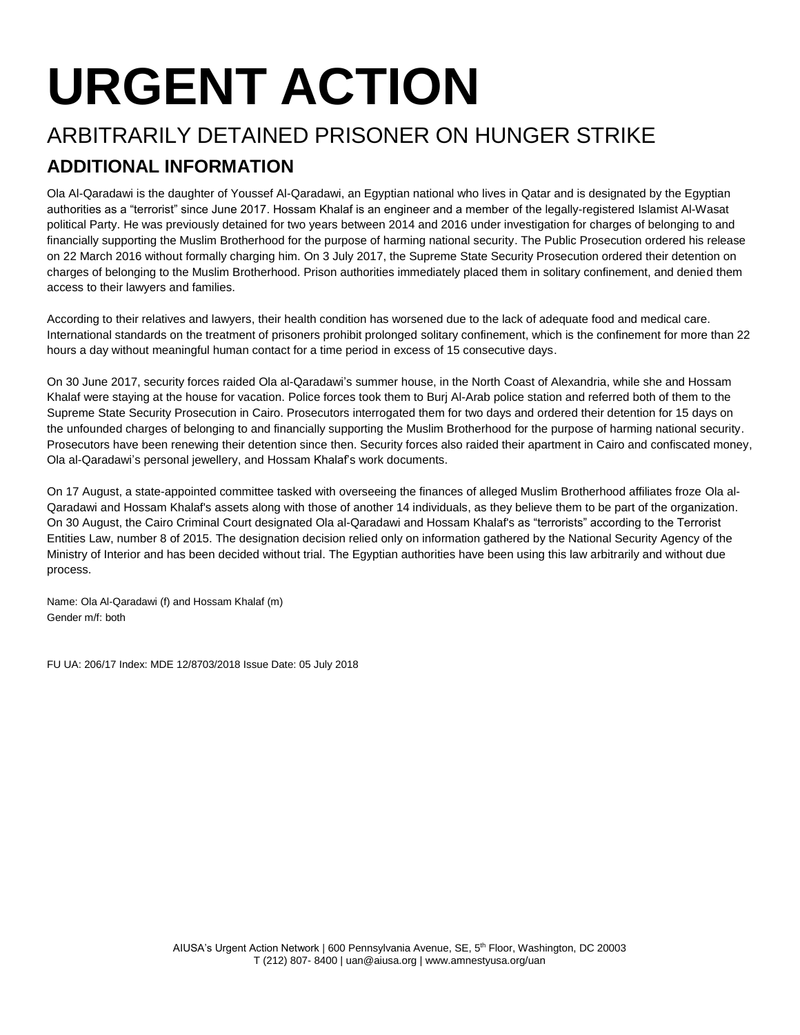# URGENT ACTION

## ARBITRARILY DETAINED PRISONER ON HUNGER STRIKE

### ADDITIONAL INFORMATION

Ola Al-Qaradawi is the daughter of Youssef Al-Qaradawi, an Egyptian national who lives in Qatar and is designated by the Egyptian authorities as a "terrorist" since June 2017. Hossam Khalaf is an engineer and a member of the legally-registered Islamist Al-Wasat political Party. He was previously detained for two years between 2014 and 2016 under investigation for charges of belonging to and financially supporting the Muslim Brotherhood for the purpose of harming national security. The Public Prosecution ordered his release on 22 March 2016 without formally charging him. On 3 July 2017, the Supreme State Security Prosecution ordered their detention on charges of belonging to the Muslim Brotherhood. Prison authorities immediately placed them in solitary confinement, and denied them access to their lawyers and families.

According to their relatives and lawyers, their health condition has worsened due to the lack of adequate food and medical care. International standards on the treatment of prisoners prohibit prolonged solitary confinement, which is the confinement for more than 22 hours a day without meaningful human contact for a time period in excess of 15 consecutive days.

On 30 June 2017, security forces raided Ola al-Qaradawi's summer house, in the North Coast of Alexandria, while she and Hossam Khalaf were staying at the house for vacation. Police forces took them to Burj Al-Arab police station and referred both of them to the Supreme State Security Prosecution in Cairo. Prosecutors interrogated them for two days and ordered their detention for 15 days on the unfounded charges of belonging to and financially supporting the Muslim Brotherhood for the purpose of harming national security. Prosecutors have been renewing their detention since then. Security forces also raided their apartment in Cairo and confiscated money, Ola al-Qaradawi's personal jewellery, and Hossam Khalaf's work documents.

On 17 August, a state-appointed committee tasked with overseeing the finances of alleged Muslim Brotherhood affiliates froze Ola al-Qaradawi and Hossam Khalaf's assets along with those of another 14 individuals, as they believe them to be part of the organization. On 30 August, the Cairo Criminal Court designated Ola al-Qaradawi and Hossam Khalaf's as "terrorists" according to the Terrorist Entities Law, number 8 of 2015. The designation decision relied only on information gathered by the National Security Agency of the Ministry of Interior and has been decided without trial. The Egyptian authorities have been using this law arbitrarily and without due process.

Name: Ola Al-Qaradawi (f) and Hossam Khalaf (m)
Gender m/f: both

FU UA: 206/17 Index: MDE 12/8703/2018 Issue Date: 05 July 2018

AIUSA's Urgent Action Network | 600 Pennsylvania Avenue, SE, 5th Floor, Washington, DC 20003
T (212) 807- 8400 | uan@aiusa.org | www.amnestyusa.org/uan